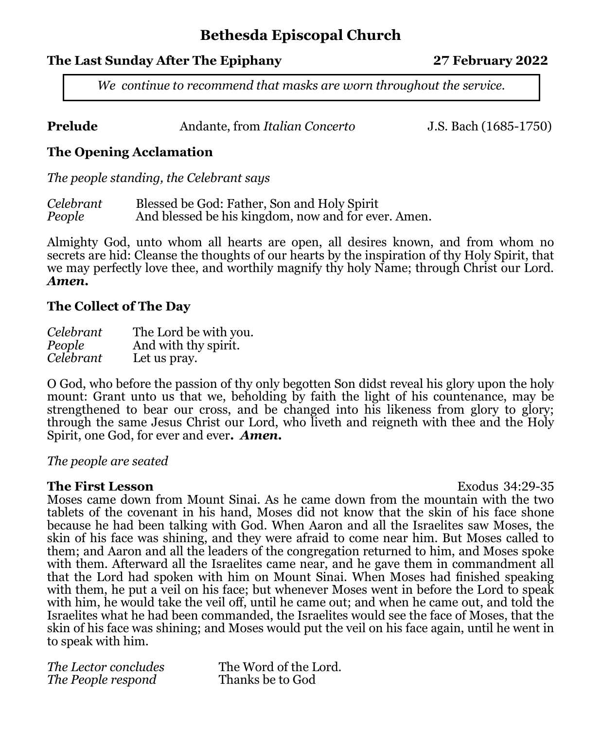# Bethesda Episcopal Church

**The Last Sunday After The Epiphany** **27 February 2022**

*We continue to recommend that masks are worn throughout the service.*

**Prelude** Andante, from *Italian Concerto* J.S. Bach (1685-1750)

### The Opening Acclamation

*The people standing, the Celebrant says*

*Celebrant* Blessed be God: Father, Son and Holy Spirit
*People* And blessed be his kingdom, now and for ever. Amen.

Almighty God, unto whom all hearts are open, all desires known, and from whom no secrets are hid: Cleanse the thoughts of our hearts by the inspiration of thy Holy Spirit, that we may perfectly love thee, and worthily magnify thy holy Name; through Christ our Lord. ***Amen.***

### The Collect of The Day

*Celebrant* The Lord be with you.
*People* And with thy spirit.
*Celebrant* Let us pray.

O God, who before the passion of thy only begotten Son didst reveal his glory upon the holy mount: Grant unto us that we, beholding by faith the light of his countenance, may be strengthened to bear our cross, and be changed into his likeness from glory to glory; through the same Jesus Christ our Lord, who liveth and reigneth with thee and the Holy Spirit, one God, for ever and ever**.** ***Amen.***

*The people are seated*

**The First Lesson** Exodus 34:29-35

Moses came down from Mount Sinai. As he came down from the mountain with the two tablets of the covenant in his hand, Moses did not know that the skin of his face shone because he had been talking with God. When Aaron and all the Israelites saw Moses, the skin of his face was shining, and they were afraid to come near him. But Moses called to them; and Aaron and all the leaders of the congregation returned to him, and Moses spoke with them. Afterward all the Israelites came near, and he gave them in commandment all that the Lord had spoken with him on Mount Sinai. When Moses had finished speaking with them, he put a veil on his face; but whenever Moses went in before the Lord to speak with him, he would take the veil off, until he came out; and when he came out, and told the Israelites what he had been commanded, the Israelites would see the face of Moses, that the skin of his face was shining; and Moses would put the veil on his face again, until he went in to speak with him.

*The Lector concludes* The Word of the Lord.
*The People respond* Thanks be to God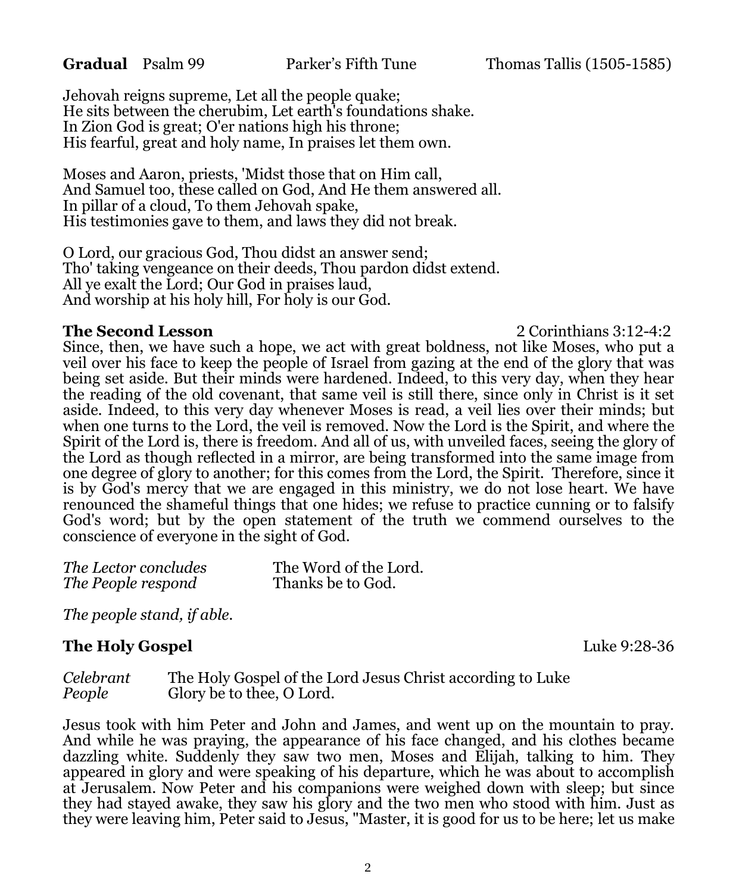**Gradual** Psalm 99 Parker's Fifth Tune Thomas Tallis (1505-1585)

Jehovah reigns supreme, Let all the people quake;
He sits between the cherubim, Let earth's foundations shake.
In Zion God is great; O'er nations high his throne;
His fearful, great and holy name, In praises let them own.

Moses and Aaron, priests, 'Midst those that on Him call,
And Samuel too, these called on God, And He them answered all.
In pillar of a cloud, To them Jehovah spake,
His testimonies gave to them, and laws they did not break.

O Lord, our gracious God, Thou didst an answer send;
Tho' taking vengeance on their deeds, Thou pardon didst extend.
All ye exalt the Lord; Our God in praises laud,
And worship at his holy hill, For holy is our God.

**The Second Lesson** 2 Corinthians 3:12-4:2

Since, then, we have such a hope, we act with great boldness, not like Moses, who put a veil over his face to keep the people of Israel from gazing at the end of the glory that was being set aside. But their minds were hardened. Indeed, to this very day, when they hear the reading of the old covenant, that same veil is still there, since only in Christ is it set aside. Indeed, to this very day whenever Moses is read, a veil lies over their minds; but when one turns to the Lord, the veil is removed. Now the Lord is the Spirit, and where the Spirit of the Lord is, there is freedom. And all of us, with unveiled faces, seeing the glory of the Lord as though reflected in a mirror, are being transformed into the same image from one degree of glory to another; for this comes from the Lord, the Spirit. Therefore, since it is by God's mercy that we are engaged in this ministry, we do not lose heart. We have renounced the shameful things that one hides; we refuse to practice cunning or to falsify God's word; but by the open statement of the truth we commend ourselves to the conscience of everyone in the sight of God.

*The Lector concludes* The Word of the Lord.
*The People respond* Thanks be to God.

*The people stand, if able.*

**The Holy Gospel** Luke 9:28-36

*Celebrant* The Holy Gospel of the Lord Jesus Christ according to Luke
*People* Glory be to thee, O Lord.

Jesus took with him Peter and John and James, and went up on the mountain to pray. And while he was praying, the appearance of his face changed, and his clothes became dazzling white. Suddenly they saw two men, Moses and Elijah, talking to him. They appeared in glory and were speaking of his departure, which he was about to accomplish at Jerusalem. Now Peter and his companions were weighed down with sleep; but since they had stayed awake, they saw his glory and the two men who stood with him. Just as they were leaving him, Peter said to Jesus, "Master, it is good for us to be here; let us make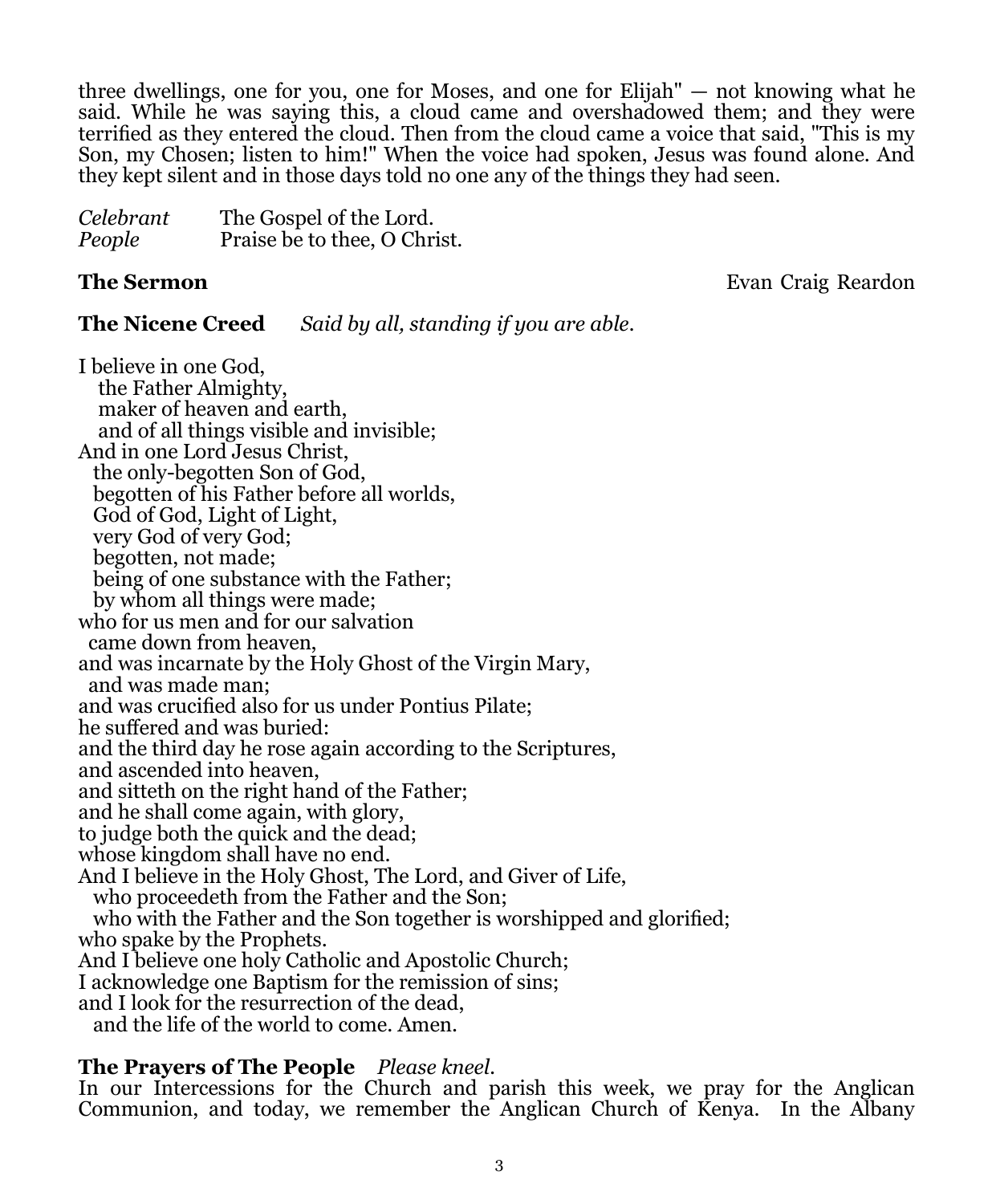three dwellings, one for you, one for Moses, and one for Elijah" — not knowing what he said. While he was saying this, a cloud came and overshadowed them; and they were terrified as they entered the cloud. Then from the cloud came a voice that said, "This is my Son, my Chosen; listen to him!" When the voice had spoken, Jesus was found alone. And they kept silent and in those days told no one any of the things they had seen.

*Celebrant* The Gospel of the Lord.
*People* Praise be to thee, O Christ.

**The Sermon** Evan Craig Reardon

**The Nicene Creed** *Said by all, standing if you are able.*

I believe in one God,
the Father Almighty,
maker of heaven and earth,
and of all things visible and invisible;
And in one Lord Jesus Christ,
the only-begotten Son of God,
begotten of his Father before all worlds,
God of God, Light of Light,
very God of very God;
begotten, not made;
being of one substance with the Father;
by whom all things were made;
who for us men and for our salvation
came down from heaven,
and was incarnate by the Holy Ghost of the Virgin Mary,
and was made man;
and was crucified also for us under Pontius Pilate;
he suffered and was buried:
and the third day he rose again according to the Scriptures,
and ascended into heaven,
and sitteth on the right hand of the Father;
and he shall come again, with glory,
to judge both the quick and the dead;
whose kingdom shall have no end.
And I believe in the Holy Ghost, The Lord, and Giver of Life,
who proceedeth from the Father and the Son;
who with the Father and the Son together is worshipped and glorified;
who spake by the Prophets.
And I believe one holy Catholic and Apostolic Church;
I acknowledge one Baptism for the remission of sins;
and I look for the resurrection of the dead,
and the life of the world to come. Amen.

**The Prayers of The People** *Please kneel.*
In our Intercessions for the Church and parish this week, we pray for the Anglican Communion, and today, we remember the Anglican Church of Kenya. In the Albany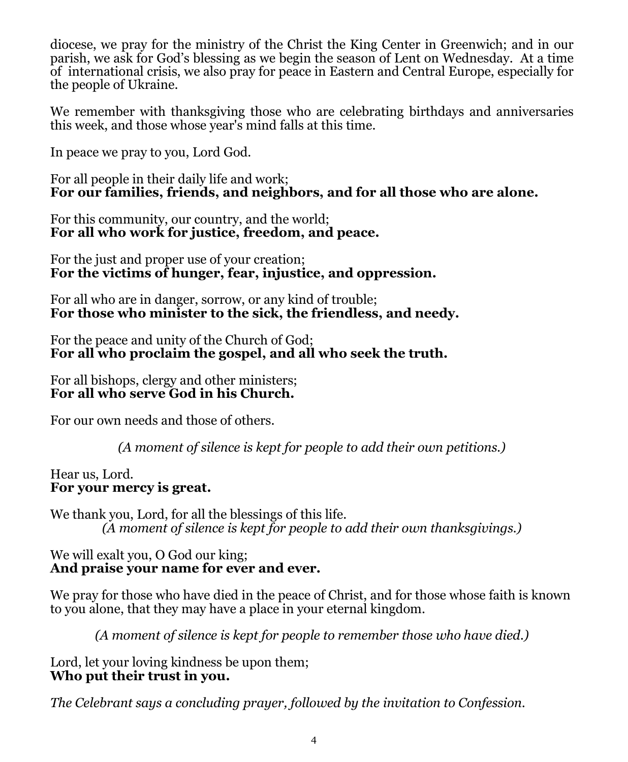diocese, we pray for the ministry of the Christ the King Center in Greenwich; and in our parish, we ask for God's blessing as we begin the season of Lent on Wednesday. At a time of international crisis, we also pray for peace in Eastern and Central Europe, especially for the people of Ukraine.

We remember with thanksgiving those who are celebrating birthdays and anniversaries this week, and those whose year's mind falls at this time.

In peace we pray to you, Lord God.

For all people in their daily life and work;
**For our families, friends, and neighbors, and for all those who are alone.**

For this community, our country, and the world;
**For all who work for justice, freedom, and peace.**

For the just and proper use of your creation;
**For the victims of hunger, fear, injustice, and oppression.**

For all who are in danger, sorrow, or any kind of trouble;
**For those who minister to the sick, the friendless, and needy.**

For the peace and unity of the Church of God;
**For all who proclaim the gospel, and all who seek the truth.**

For all bishops, clergy and other ministers;
**For all who serve God in his Church.**

For our own needs and those of others.

*(A moment of silence is kept for people to add their own petitions.)*

Hear us, Lord.
**For your mercy is great.**

We thank you, Lord, for all the blessings of this life.
*(A moment of silence is kept for people to add their own thanksgivings.)*

We will exalt you, O God our king;
**And praise your name for ever and ever.**

We pray for those who have died in the peace of Christ, and for those whose faith is known to you alone, that they may have a place in your eternal kingdom.

*(A moment of silence is kept for people to remember those who have died.)*

Lord, let your loving kindness be upon them;
**Who put their trust in you.**

*The Celebrant says a concluding prayer, followed by the invitation to Confession.*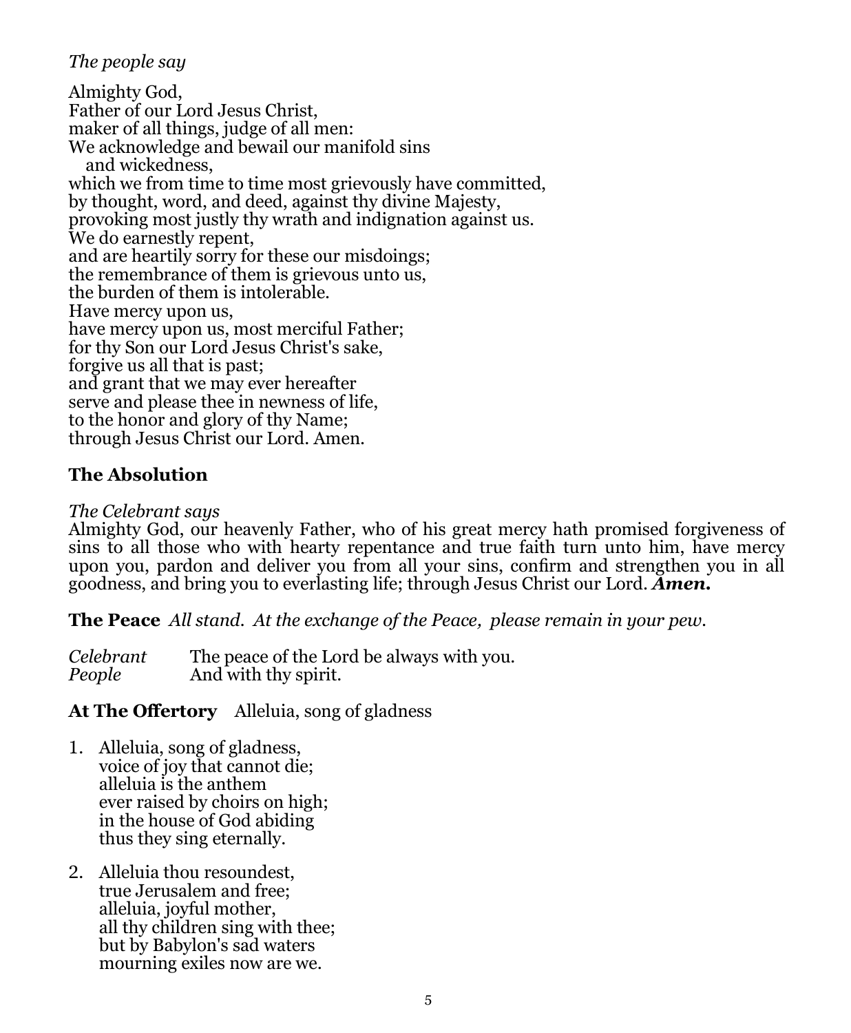*The people say*

Almighty God,  
Father of our Lord Jesus Christ,  
maker of all things, judge of all men:  
We acknowledge and bewail our manifold sins  
   and wickedness,  
which we from time to time most grievously have committed,  
by thought, word, and deed, against thy divine Majesty,  
provoking most justly thy wrath and indignation against us.  
We do earnestly repent,  
and are heartily sorry for these our misdoings;  
the remembrance of them is grievous unto us,  
the burden of them is intolerable.  
Have mercy upon us,  
have mercy upon us, most merciful Father;  
for thy Son our Lord Jesus Christ's sake,  
forgive us all that is past;  
and grant that we may ever hereafter  
serve and please thee in newness of life,  
to the honor and glory of thy Name;  
through Jesus Christ our Lord. Amen.

**The Absolution**

*The Celebrant says*  
Almighty God, our heavenly Father, who of his great mercy hath promised forgiveness of sins to all those who with hearty repentance and true faith turn unto him, have mercy upon you, pardon and deliver you from all your sins, confirm and strengthen you in all goodness, and bring you to everlasting life; through Jesus Christ our Lord. ***Amen.***

**The Peace** *All stand. At the exchange of the Peace, please remain in your pew.*

*Celebrant*   The peace of the Lord be always with you.  
*People*   And with thy spirit.

**At The Offertory** Alleluia, song of gladness

1. Alleluia, song of gladness,  
   voice of joy that cannot die;  
   alleluia is the anthem  
   ever raised by choirs on high;  
   in the house of God abiding  
   thus they sing eternally.

2. Alleluia thou resoundest,  
   true Jerusalem and free;  
   alleluia, joyful mother,  
   all thy children sing with thee;  
   but by Babylon's sad waters  
   mourning exiles now are we.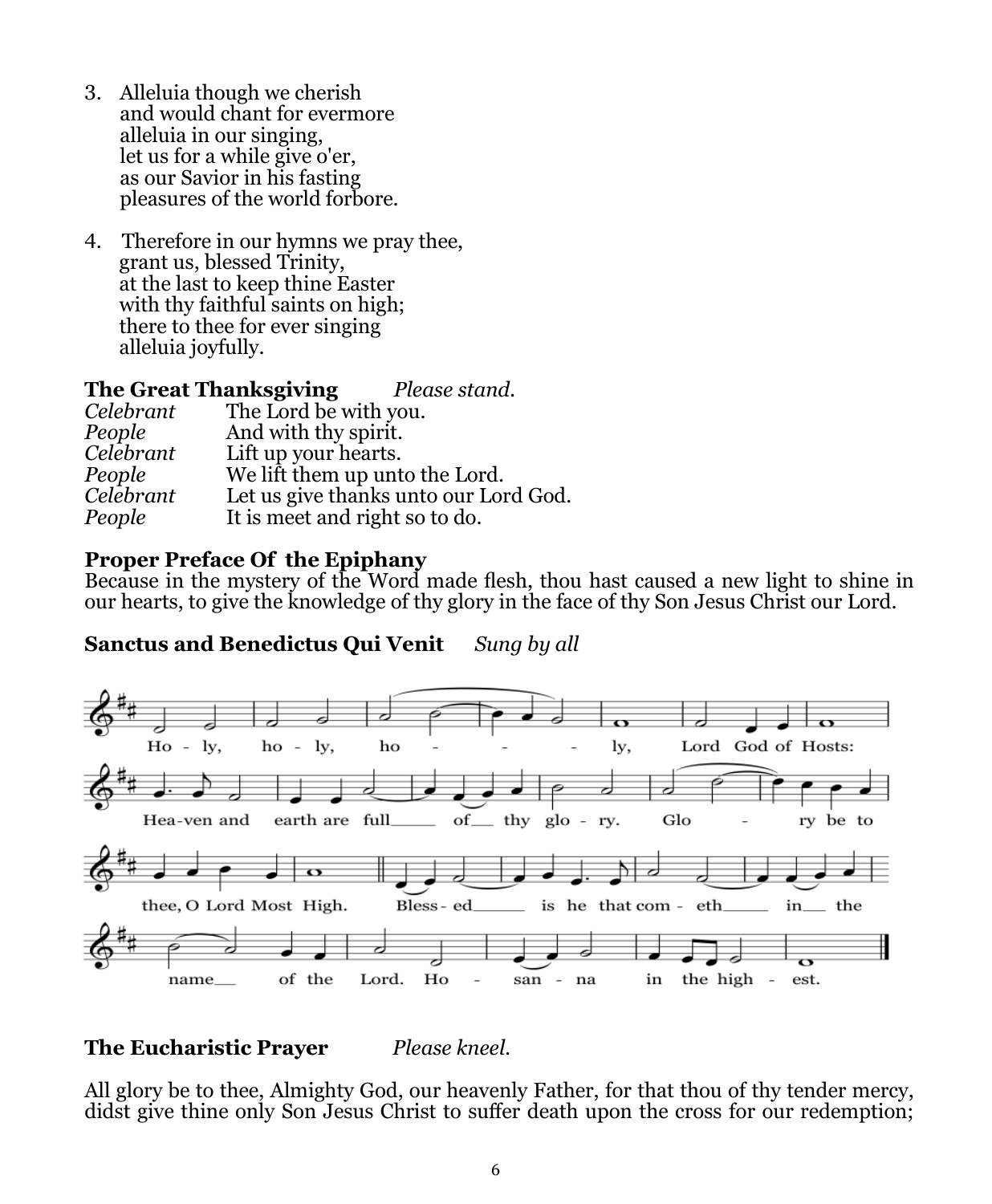3. Alleluia though we cherish
   and would chant for evermore
   alleluia in our singing,
   let us for a while give o'er,
   as our Savior in his fasting
   pleasures of the world forbore.

4. Therefore in our hymns we pray thee,
   grant us, blessed Trinity,
   at the last to keep thine Easter
   with thy faithful saints on high;
   there to thee for ever singing
   alleluia joyfully.

**The Great Thanksgiving** *Please stand.*

*Celebrant* The Lord be with you.
*People* And with thy spirit.
*Celebrant* Lift up your hearts.
*People* We lift them up unto the Lord.
*Celebrant* Let us give thanks unto our Lord God.
*People* It is meet and right so to do.

**Proper Preface Of the Epiphany**

Because in the mystery of the Word made flesh, thou hast caused a new light to shine in our hearts, to give the knowledge of thy glory in the face of thy Son Jesus Christ our Lord.

**Sanctus and Benedictus Qui Venit** *Sung by all*

Holy, holy, holy, Lord God of Hosts: Heaven and earth are full of thy glory. Glory be to thee, O Lord Most High. Blessed is he that cometh in the name of the Lord. Hosanna in the highest.

**The Eucharistic Prayer** *Please kneel.*

All glory be to thee, Almighty God, our heavenly Father, for that thou of thy tender mercy, didst give thine only Son Jesus Christ to suffer death upon the cross for our redemption;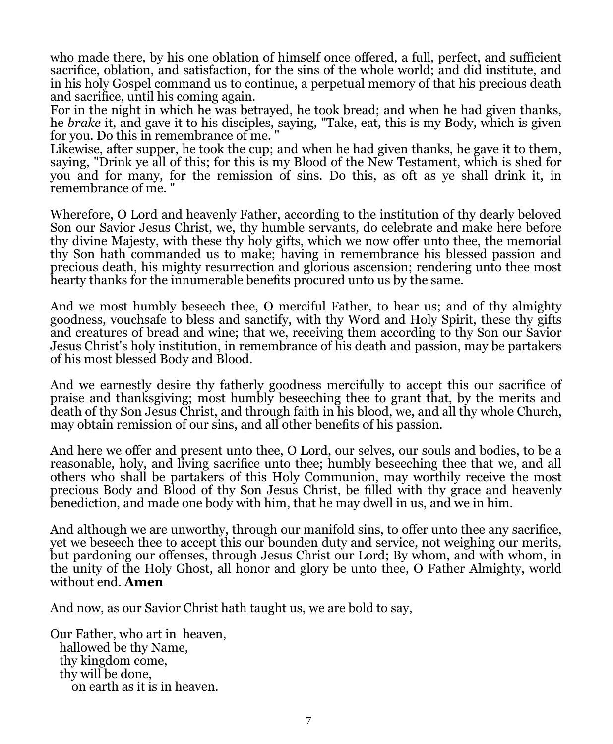who made there, by his one oblation of himself once offered, a full, perfect, and sufficient sacrifice, oblation, and satisfaction, for the sins of the whole world; and did institute, and in his holy Gospel command us to continue, a perpetual memory of that his precious death and sacrifice, until his coming again.
For in the night in which he was betrayed, he took bread; and when he had given thanks, he *brake* it, and gave it to his disciples, saying, "Take, eat, this is my Body, which is given for you. Do this in remembrance of me. "
Likewise, after supper, he took the cup; and when he had given thanks, he gave it to them, saying, "Drink ye all of this; for this is my Blood of the New Testament, which is shed for you and for many, for the remission of sins. Do this, as oft as ye shall drink it, in remembrance of me. "

Wherefore, O Lord and heavenly Father, according to the institution of thy dearly beloved Son our Savior Jesus Christ, we, thy humble servants, do celebrate and make here before thy divine Majesty, with these thy holy gifts, which we now offer unto thee, the memorial thy Son hath commanded us to make; having in remembrance his blessed passion and precious death, his mighty resurrection and glorious ascension; rendering unto thee most hearty thanks for the innumerable benefits procured unto us by the same.

And we most humbly beseech thee, O merciful Father, to hear us; and of thy almighty goodness, vouchsafe to bless and sanctify, with thy Word and Holy Spirit, these thy gifts and creatures of bread and wine; that we, receiving them according to thy Son our Savior Jesus Christ's holy institution, in remembrance of his death and passion, may be partakers of his most blessed Body and Blood.

And we earnestly desire thy fatherly goodness mercifully to accept this our sacrifice of praise and thanksgiving; most humbly beseeching thee to grant that, by the merits and death of thy Son Jesus Christ, and through faith in his blood, we, and all thy whole Church, may obtain remission of our sins, and all other benefits of his passion.

And here we offer and present unto thee, O Lord, our selves, our souls and bodies, to be a reasonable, holy, and living sacrifice unto thee; humbly beseeching thee that we, and all others who shall be partakers of this Holy Communion, may worthily receive the most precious Body and Blood of thy Son Jesus Christ, be filled with thy grace and heavenly benediction, and made one body with him, that he may dwell in us, and we in him.

And although we are unworthy, through our manifold sins, to offer unto thee any sacrifice, yet we beseech thee to accept this our bounden duty and service, not weighing our merits, but pardoning our offenses, through Jesus Christ our Lord; By whom, and with whom, in the unity of the Holy Ghost, all honor and glory be unto thee, O Father Almighty, world without end. **Amen**

And now, as our Savior Christ hath taught us, we are bold to say,

Our Father, who art in heaven,
hallowed be thy Name,
thy kingdom come,
thy will be done,
on earth as it is in heaven.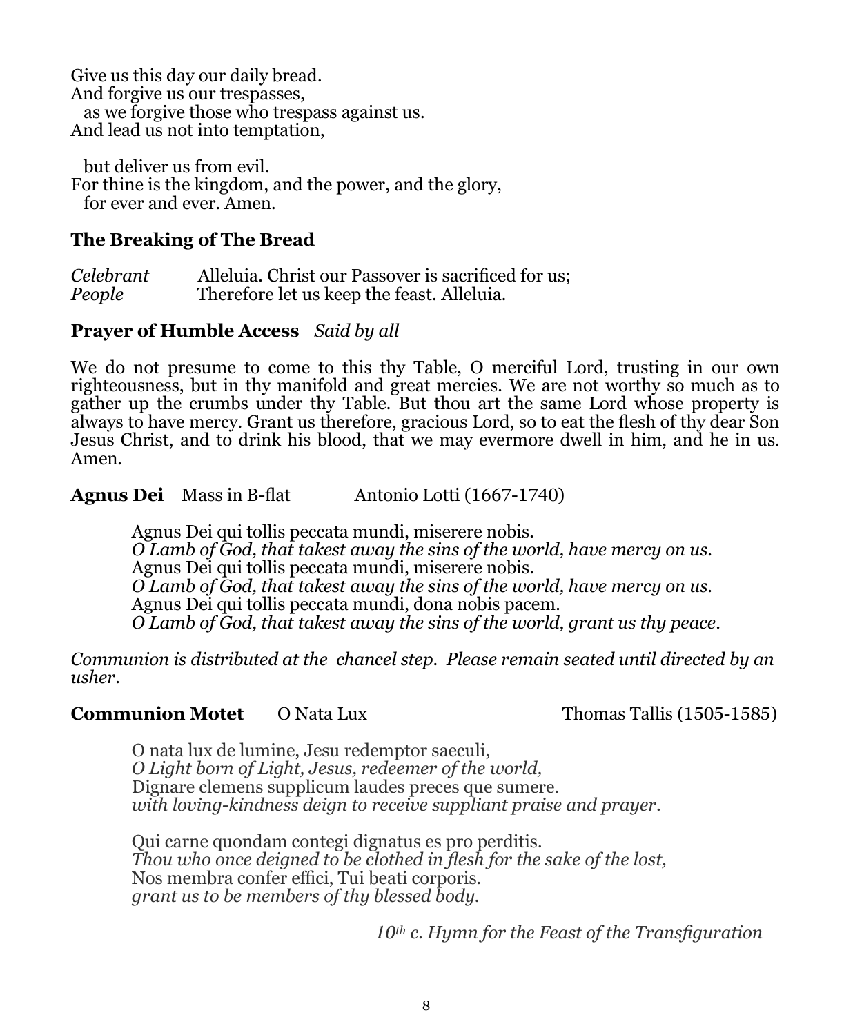Give us this day our daily bread.
And forgive us our trespasses,
  as we forgive those who trespass against us.
And lead us not into temptation,

  but deliver us from evil.
For thine is the kingdom, and the power, and the glory,
  for ever and ever. Amen.

**The Breaking of The Bread**

*Celebrant* Alleluia. Christ our Passover is sacrificed for us;
*People* Therefore let us keep the feast. Alleluia.

**Prayer of Humble Access** *Said by all*

We do not presume to come to this thy Table, O merciful Lord, trusting in our own righteousness, but in thy manifold and great mercies. We are not worthy so much as to gather up the crumbs under thy Table. But thou art the same Lord whose property is always to have mercy. Grant us therefore, gracious Lord, so to eat the flesh of thy dear Son Jesus Christ, and to drink his blood, that we may evermore dwell in him, and he in us. Amen.

**Agnus Dei** Mass in B-flat Antonio Lotti (1667-1740)

Agnus Dei qui tollis peccata mundi, miserere nobis.
*O Lamb of God, that takest away the sins of the world, have mercy on us.*
Agnus Dei qui tollis peccata mundi, miserere nobis.
*O Lamb of God, that takest away the sins of the world, have mercy on us.*
Agnus Dei qui tollis peccata mundi, dona nobis pacem.
*O Lamb of God, that takest away the sins of the world, grant us thy peace.*

*Communion is distributed at the chancel step. Please remain seated until directed by an usher.*

**Communion Motet** O Nata Lux Thomas Tallis (1505-1585)

O nata lux de lumine, Jesu redemptor saeculi,
*O Light born of Light, Jesus, redeemer of the world,*
Dignare clemens supplicum laudes preces que sumere.
*with loving-kindness deign to receive suppliant praise and prayer.*

Qui carne quondam contegi dignatus es pro perditis.
*Thou who once deigned to be clothed in flesh for the sake of the lost,*
Nos membra confer effici, Tui beati corporis.
*grant us to be members of thy blessed body.*

*10th c. Hymn for the Feast of the Transfiguration*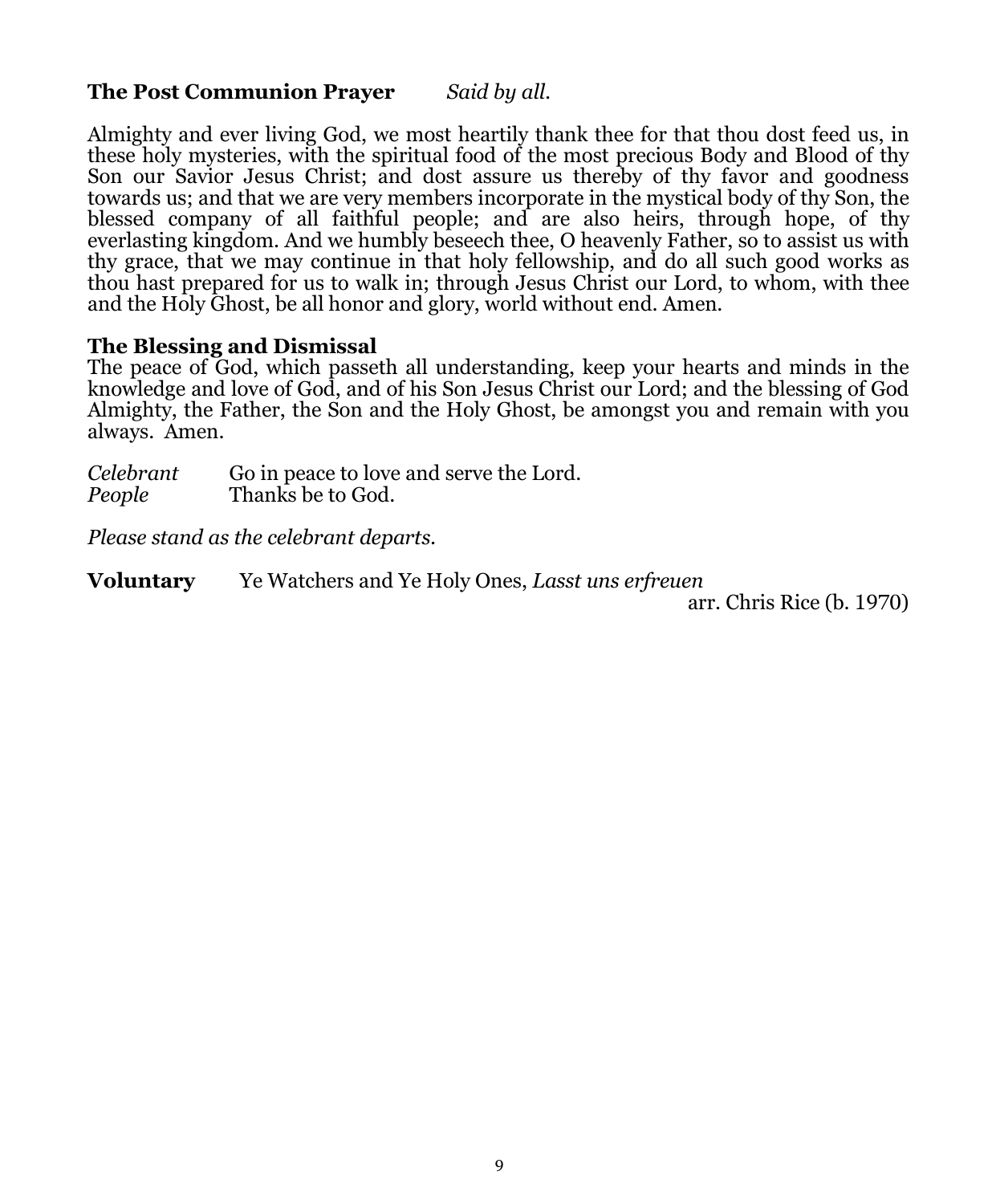**The Post Communion Prayer** *Said by all.*

Almighty and ever living God, we most heartily thank thee for that thou dost feed us, in these holy mysteries, with the spiritual food of the most precious Body and Blood of thy Son our Savior Jesus Christ; and dost assure us thereby of thy favor and goodness towards us; and that we are very members incorporate in the mystical body of thy Son, the blessed company of all faithful people; and are also heirs, through hope, of thy everlasting kingdom. And we humbly beseech thee, O heavenly Father, so to assist us with thy grace, that we may continue in that holy fellowship, and do all such good works as thou hast prepared for us to walk in; through Jesus Christ our Lord, to whom, with thee and the Holy Ghost, be all honor and glory, world without end. Amen.

**The Blessing and Dismissal**

The peace of God, which passeth all understanding, keep your hearts and minds in the knowledge and love of God, and of his Son Jesus Christ our Lord; and the blessing of God Almighty, the Father, the Son and the Holy Ghost, be amongst you and remain with you always. Amen.

*Celebrant* Go in peace to love and serve the Lord.
*People* Thanks be to God.

*Please stand as the celebrant departs.*

**Voluntary** Ye Watchers and Ye Holy Ones, *Lasst uns erfreuen*
arr. Chris Rice (b. 1970)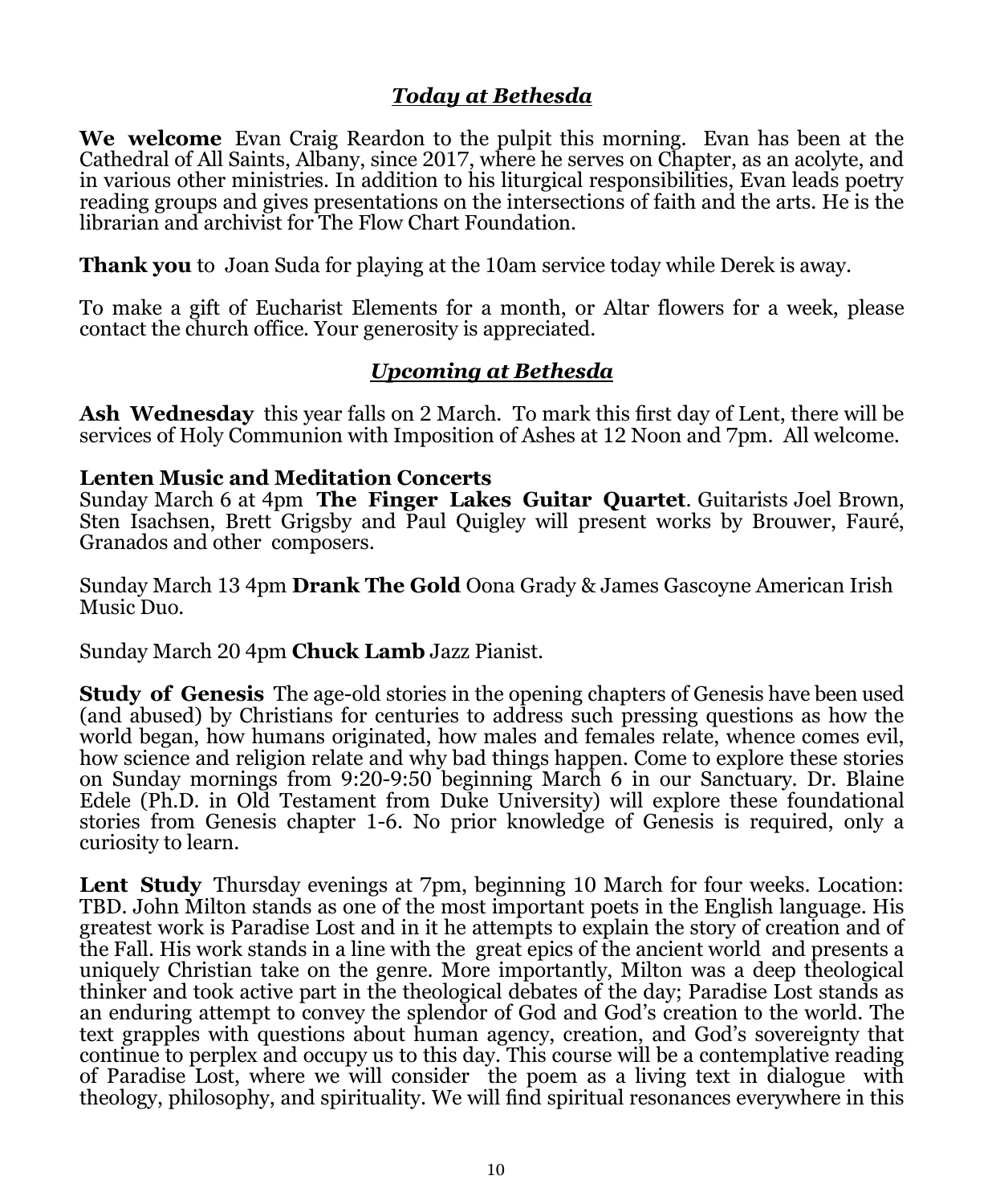## *Today at Bethesda*

**We welcome** Evan Craig Reardon to the pulpit this morning. Evan has been at the Cathedral of All Saints, Albany, since 2017, where he serves on Chapter, as an acolyte, and in various other ministries. In addition to his liturgical responsibilities, Evan leads poetry reading groups and gives presentations on the intersections of faith and the arts. He is the librarian and archivist for The Flow Chart Foundation.

**Thank you** to Joan Suda for playing at the 10am service today while Derek is away.

To make a gift of Eucharist Elements for a month, or Altar flowers for a week, please contact the church office. Your generosity is appreciated.

## *Upcoming at Bethesda*

**Ash Wednesday** this year falls on 2 March. To mark this first day of Lent, there will be services of Holy Communion with Imposition of Ashes at 12 Noon and 7pm. All welcome.

**Lenten Music and Meditation Concerts**
Sunday March 6 at 4pm **The Finger Lakes Guitar Quartet**. Guitarists Joel Brown, Sten Isachsen, Brett Grigsby and Paul Quigley will present works by Brouwer, Fauré, Granados and other composers.

Sunday March 13 4pm **Drank The Gold** Oona Grady & James Gascoyne American Irish Music Duo.

Sunday March 20 4pm **Chuck Lamb** Jazz Pianist.

**Study of Genesis** The age-old stories in the opening chapters of Genesis have been used (and abused) by Christians for centuries to address such pressing questions as how the world began, how humans originated, how males and females relate, whence comes evil, how science and religion relate and why bad things happen. Come to explore these stories on Sunday mornings from 9:20-9:50 beginning March 6 in our Sanctuary. Dr. Blaine Edele (Ph.D. in Old Testament from Duke University) will explore these foundational stories from Genesis chapter 1-6. No prior knowledge of Genesis is required, only a curiosity to learn.

**Lent Study** Thursday evenings at 7pm, beginning 10 March for four weeks. Location: TBD. John Milton stands as one of the most important poets in the English language. His greatest work is Paradise Lost and in it he attempts to explain the story of creation and of the Fall. His work stands in a line with the great epics of the ancient world and presents a uniquely Christian take on the genre. More importantly, Milton was a deep theological thinker and took active part in the theological debates of the day; Paradise Lost stands as an enduring attempt to convey the splendor of God and God's creation to the world. The text grapples with questions about human agency, creation, and God's sovereignty that continue to perplex and occupy us to this day. This course will be a contemplative reading of Paradise Lost, where we will consider the poem as a living text in dialogue with theology, philosophy, and spirituality. We will find spiritual resonances everywhere in this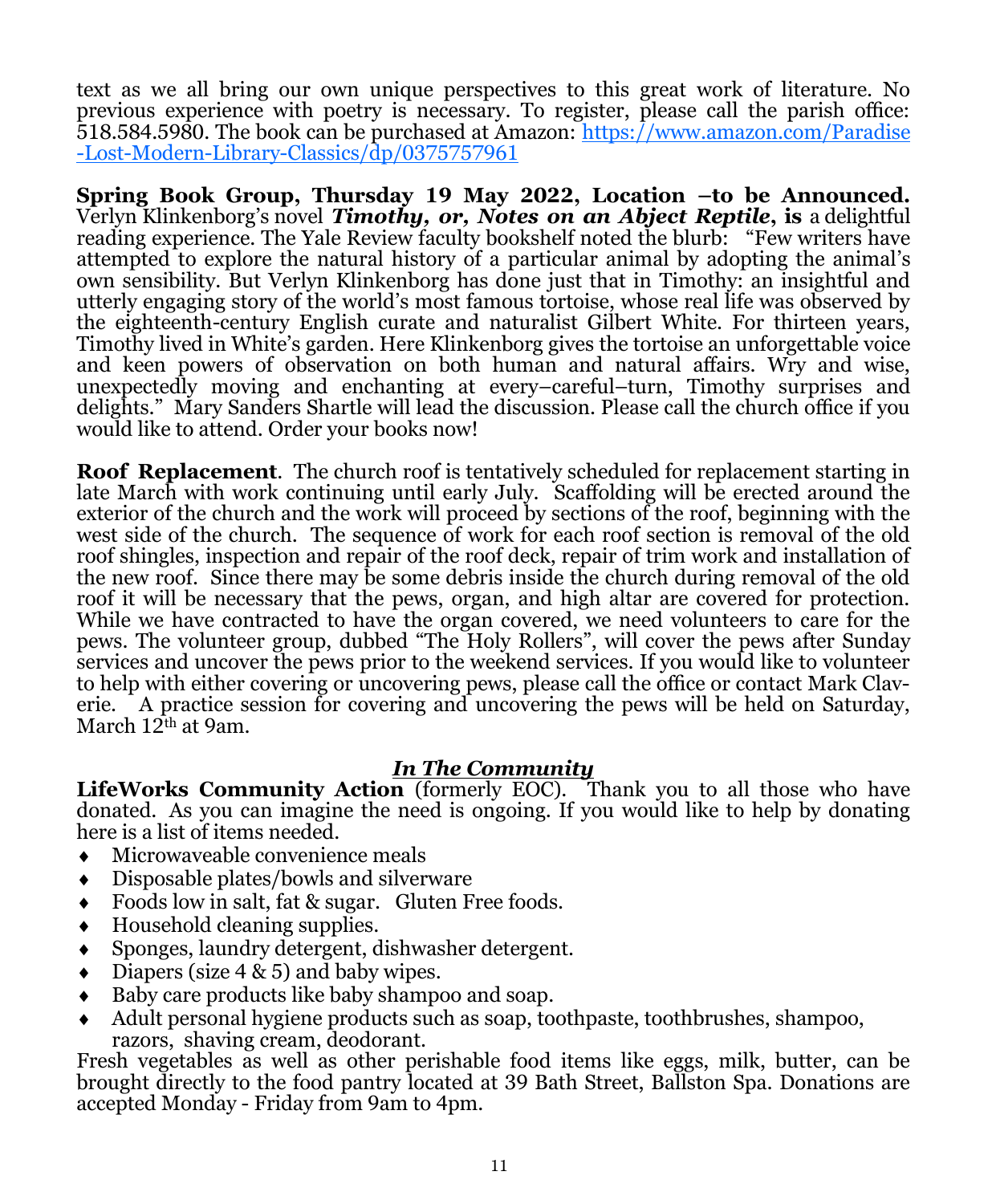text as we all bring our own unique perspectives to this great work of literature. No previous experience with poetry is necessary. To register, please call the parish office: 518.584.5980. The book can be purchased at Amazon: https://www.amazon.com/Paradise-Lost-Modern-Library-Classics/dp/0375757961

**Spring Book Group, Thursday 19 May 2022, Location –to be Announced.** Verlyn Klinkenborg's novel ***Timothy, or, Notes on an Abject Reptile*, is** a delightful reading experience. The Yale Review faculty bookshelf noted the blurb: "Few writers have attempted to explore the natural history of a particular animal by adopting the animal's own sensibility. But Verlyn Klinkenborg has done just that in Timothy: an insightful and utterly engaging story of the world's most famous tortoise, whose real life was observed by the eighteenth-century English curate and naturalist Gilbert White. For thirteen years, Timothy lived in White's garden. Here Klinkenborg gives the tortoise an unforgettable voice and keen powers of observation on both human and natural affairs. Wry and wise, unexpectedly moving and enchanting at every–careful–turn, Timothy surprises and delights." Mary Sanders Shartle will lead the discussion. Please call the church office if you would like to attend. Order your books now!

**Roof Replacement**. The church roof is tentatively scheduled for replacement starting in late March with work continuing until early July. Scaffolding will be erected around the exterior of the church and the work will proceed by sections of the roof, beginning with the west side of the church. The sequence of work for each roof section is removal of the old roof shingles, inspection and repair of the roof deck, repair of trim work and installation of the new roof. Since there may be some debris inside the church during removal of the old roof it will be necessary that the pews, organ, and high altar are covered for protection. While we have contracted to have the organ covered, we need volunteers to care for the pews. The volunteer group, dubbed "The Holy Rollers", will cover the pews after Sunday services and uncover the pews prior to the weekend services. If you would like to volunteer to help with either covering or uncovering pews, please call the office or contact Mark Claverie. A practice session for covering and uncovering the pews will be held on Saturday, March 12th at 9am.

## ***In The Community***

**LifeWorks Community Action** (formerly EOC). Thank you to all those who have donated. As you can imagine the need is ongoing. If you would like to help by donating here is a list of items needed.

- Microwaveable convenience meals
- Disposable plates/bowls and silverware
- Foods low in salt, fat & sugar. Gluten Free foods.
- Household cleaning supplies.
- Sponges, laundry detergent, dishwasher detergent.
- Diapers (size 4 & 5) and baby wipes.
- Baby care products like baby shampoo and soap.
- Adult personal hygiene products such as soap, toothpaste, toothbrushes, shampoo, razors, shaving cream, deodorant.

Fresh vegetables as well as other perishable food items like eggs, milk, butter, can be brought directly to the food pantry located at 39 Bath Street, Ballston Spa. Donations are accepted Monday - Friday from 9am to 4pm.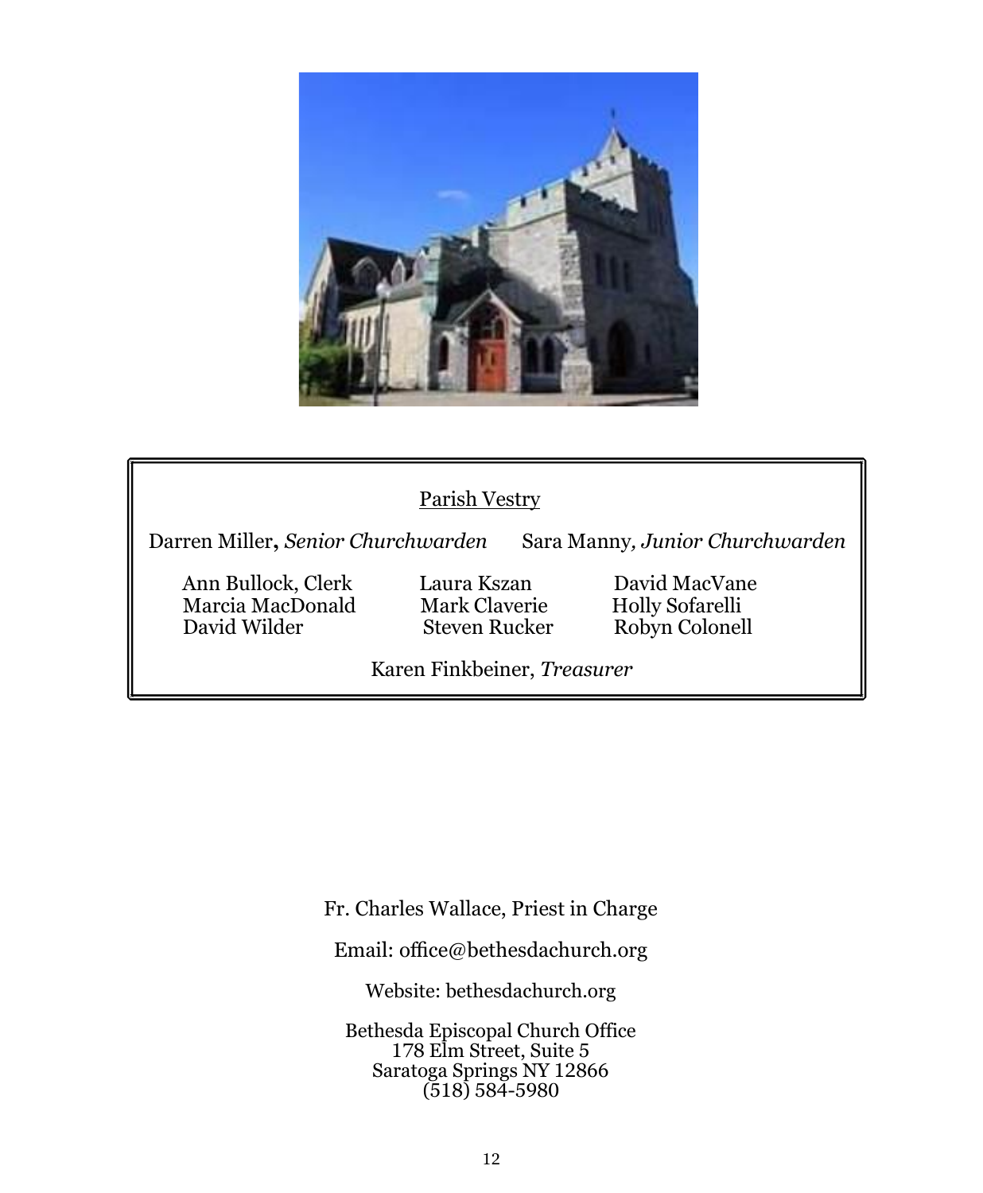## Parish Vestry

Darren Miller, *Senior Churchwarden*  Sara Manny, *Junior Churchwarden*

| | | |
|---|---|---|
| Ann Bullock, Clerk | Laura Kszan | David MacVane |
| Marcia MacDonald | Mark Claverie | Holly Sofarelli |
| David Wilder | Steven Rucker | Robyn Colonell |

Karen Finkbeiner, *Treasurer*

Fr. Charles Wallace, Priest in Charge

Email: office@bethesdachurch.org

Website: bethesdachurch.org

Bethesda Episcopal Church Office
178 Elm Street, Suite 5
Saratoga Springs NY 12866
(518) 584-5980